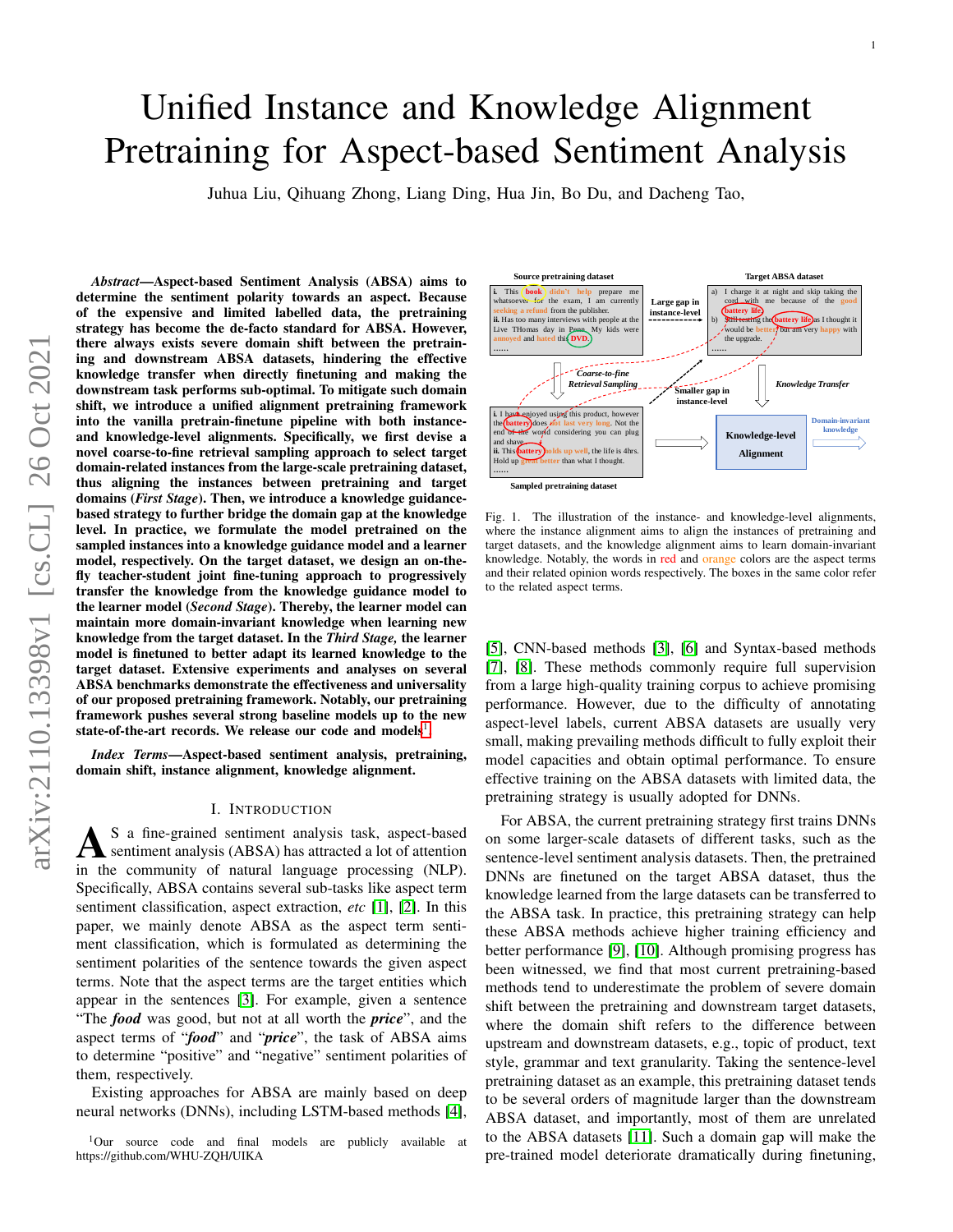# Unified Instance and Knowledge Alignment Pretraining for Aspect-based Sentiment Analysis

Juhua Liu, Qihuang Zhong, Liang Ding, Hua Jin, Bo Du, and Dacheng Tao,

***Abstract*—Aspect-based Sentiment Analysis (ABSA) aims to determine the sentiment polarity towards an aspect. Because of the expensive and limited labelled data, the pretraining strategy has become the de-facto standard for ABSA. However, there always exists severe domain shift between the pretraining and downstream ABSA datasets, hindering the effective knowledge transfer when directly finetuning and making the downstream task performs sub-optimal. To mitigate such domain shift, we introduce a unified alignment pretraining framework into the vanilla pretrain-finetune pipeline with both instance- and knowledge-level alignments. Specifically, we first devise a novel coarse-to-fine retrieval sampling approach to select target domain-related instances from the large-scale pretraining dataset, thus aligning the instances between pretraining and target domains (*First Stage*). Then, we introduce a knowledge guidance-based strategy to further bridge the domain gap at the knowledge level. In practice, we formulate the model pretrained on the sampled instances into a knowledge guidance model and a learner model, respectively. On the target dataset, we design an on-the-fly teacher-student joint fine-tuning approach to progressively transfer the knowledge from the knowledge guidance model to the learner model (*Second Stage*). Thereby, the learner model can maintain more domain-invariant knowledge when learning new knowledge from the target dataset. In the *Third Stage,* the learner model is finetuned to better adapt its learned knowledge to the target dataset. Extensive experiments and analyses on several ABSA benchmarks demonstrate the effectiveness and universality of our proposed pretraining framework. Notably, our pretraining framework pushes several strong baseline models up to the new state-of-the-art records. We release our code and models[1].**

***Index Terms*—Aspect-based sentiment analysis, pretraining, domain shift, instance alignment, knowledge alignment.**

## I. Introduction

As a fine-grained sentiment analysis task, aspect-based sentiment analysis (ABSA) has attracted a lot of attention in the community of natural language processing (NLP). Specifically, ABSA contains several sub-tasks like aspect term sentiment classification, aspect extraction, *etc* [1], [2]. In this paper, we mainly denote ABSA as the aspect term sentiment classification, which is formulated as determining the sentiment polarities of the sentence towards the given aspect terms. Note that the aspect terms are the target entities which appear in the sentences [3]. For example, given a sentence "The ***food*** was good, but not at all worth the ***price***", and the aspect terms of "***food***" and "***price***", the task of ABSA aims to determine "positive" and "negative" sentiment polarities of them, respectively.

Existing approaches for ABSA are mainly based on deep neural networks (DNNs), including LSTM-based methods [4], [5], CNN-based methods [3], [6] and Syntax-based methods [7], [8]. These methods commonly require full supervision from a large high-quality training corpus to achieve promising performance. However, due to the difficulty of annotating aspect-level labels, current ABSA datasets are usually very small, making prevailing methods difficult to fully exploit their model capacities and obtain optimal performance. To ensure effective training on the ABSA datasets with limited data, the pretraining strategy is usually adopted for DNNs.

[1]Our source code and final models are publicly available at https://github.com/WHU-ZQH/UIKA

Fig. 1. The illustration of the instance- and knowledge-level alignments, where the instance alignment aims to align the instances of pretraining and target datasets, and the knowledge alignment aims to learn domain-invariant knowledge. Notably, the words in red and orange colors are the aspect terms and their related opinion words respectively. The boxes in the same color refer to the related aspect terms.

For ABSA, the current pretraining strategy first trains DNNs on some larger-scale datasets of different tasks, such as the sentence-level sentiment analysis datasets. Then, the pretrained DNNs are finetuned on the target ABSA dataset, thus the knowledge learned from the large datasets can be transferred to the ABSA task. In practice, this pretraining strategy can help these ABSA methods achieve higher training efficiency and better performance [9], [10]. Although promising progress has been witnessed, we find that most current pretraining-based methods tend to underestimate the problem of severe domain shift between the pretraining and downstream target datasets, where the domain shift refers to the difference between upstream and downstream datasets, e.g., topic of product, text style, grammar and text granularity. Taking the sentence-level pretraining dataset as an example, this pretraining dataset tends to be several orders of magnitude larger than the downstream ABSA dataset, and importantly, most of them are unrelated to the ABSA datasets [11]. Such a domain gap will make the pre-trained model deteriorate dramatically during finetuning,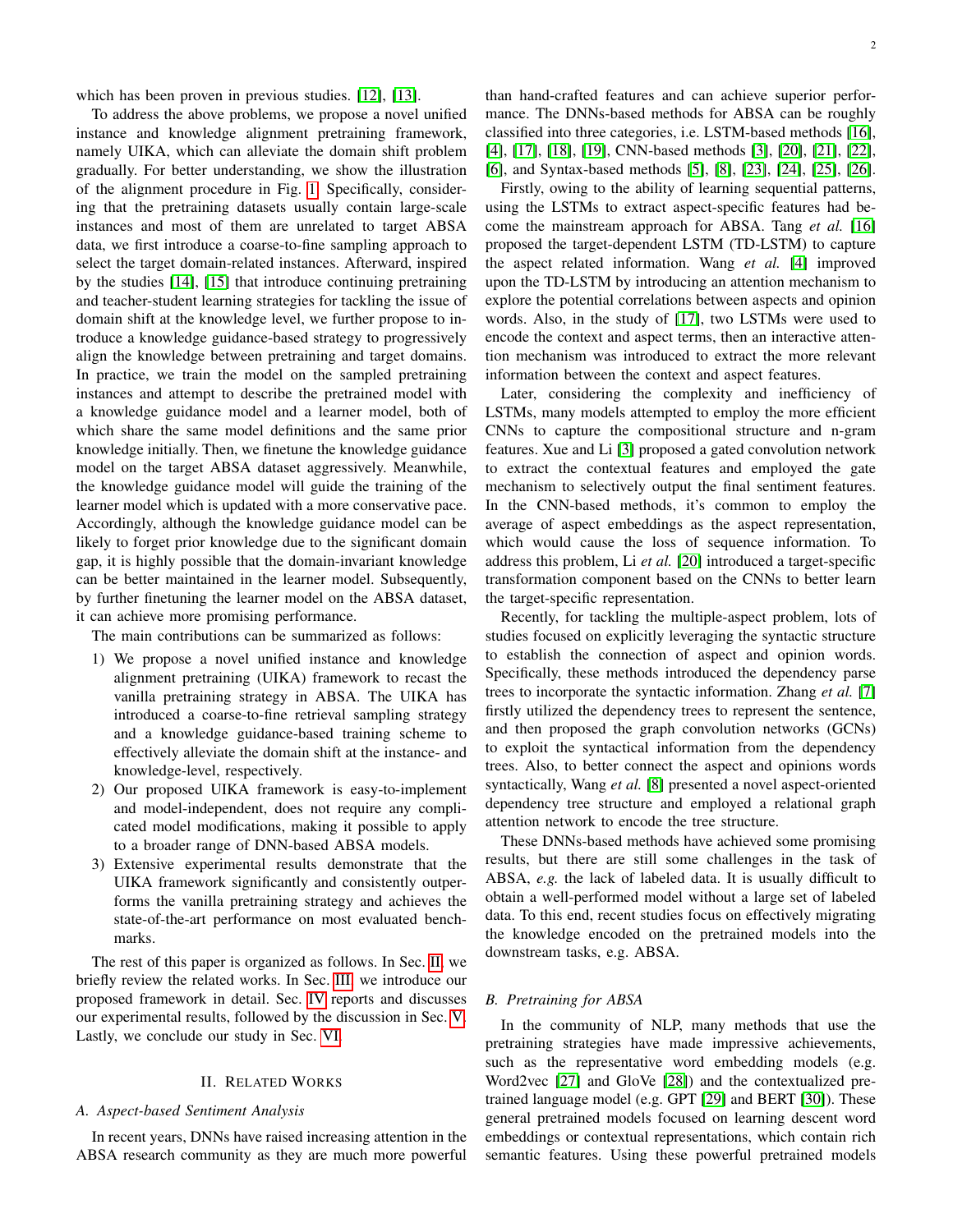which has been proven in previous studies. [12], [13].

To address the above problems, we propose a novel unified instance and knowledge alignment pretraining framework, namely UIKA, which can alleviate the domain shift problem gradually. For better understanding, we show the illustration of the alignment procedure in Fig. 1. Specifically, considering that the pretraining datasets usually contain large-scale instances and most of them are unrelated to target ABSA data, we first introduce a coarse-to-fine sampling approach to select the target domain-related instances. Afterward, inspired by the studies [14], [15] that introduce continuing pretraining and teacher-student learning strategies for tackling the issue of domain shift at the knowledge level, we further propose to introduce a knowledge guidance-based strategy to progressively align the knowledge between pretraining and target domains. In practice, we train the model on the sampled pretraining instances and attempt to describe the pretrained model with a knowledge guidance model and a learner model, both of which share the same model definitions and the same prior knowledge initially. Then, we finetune the knowledge guidance model on the target ABSA dataset aggressively. Meanwhile, the knowledge guidance model will guide the training of the learner model which is updated with a more conservative pace. Accordingly, although the knowledge guidance model can be likely to forget prior knowledge due to the significant domain gap, it is highly possible that the domain-invariant knowledge can be better maintained in the learner model. Subsequently, by further finetuning the learner model on the ABSA dataset, it can achieve more promising performance.

The main contributions can be summarized as follows:

1) We propose a novel unified instance and knowledge alignment pretraining (UIKA) framework to recast the vanilla pretraining strategy in ABSA. The UIKA has introduced a coarse-to-fine retrieval sampling strategy and a knowledge guidance-based training scheme to effectively alleviate the domain shift at the instance- and knowledge-level, respectively.
2) Our proposed UIKA framework is easy-to-implement and model-independent, does not require any complicated model modifications, making it possible to apply to a broader range of DNN-based ABSA models.
3) Extensive experimental results demonstrate that the UIKA framework significantly and consistently outperforms the vanilla pretraining strategy and achieves the state-of-the-art performance on most evaluated benchmarks.

The rest of this paper is organized as follows. In Sec. II, we briefly review the related works. In Sec. III, we introduce our proposed framework in detail. Sec. IV reports and discusses our experimental results, followed by the discussion in Sec. V. Lastly, we conclude our study in Sec. VI.

## II. Related Works

### A. Aspect-based Sentiment Analysis

In recent years, DNNs have raised increasing attention in the ABSA research community as they are much more powerful than hand-crafted features and can achieve superior performance. The DNNs-based methods for ABSA can be roughly classified into three categories, i.e. LSTM-based methods [16], [4], [17], [18], [19], CNN-based methods [3], [20], [21], [22], [6], and Syntax-based methods [5], [8], [23], [24], [25], [26].

Firstly, owing to the ability of learning sequential patterns, using the LSTMs to extract aspect-specific features had become the mainstream approach for ABSA. Tang *et al.* [16] proposed the target-dependent LSTM (TD-LSTM) to capture the aspect related information. Wang *et al.* [4] improved upon the TD-LSTM by introducing an attention mechanism to explore the potential correlations between aspects and opinion words. Also, in the study of [17], two LSTMs were used to encode the context and aspect terms, then an interactive attention mechanism was introduced to extract the more relevant information between the context and aspect features.

Later, considering the complexity and inefficiency of LSTMs, many models attempted to employ the more efficient CNNs to capture the compositional structure and n-gram features. Xue and Li [3] proposed a gated convolution network to extract the contextual features and employed the gate mechanism to selectively output the final sentiment features. In the CNN-based methods, it's common to employ the average of aspect embeddings as the aspect representation, which would cause the loss of sequence information. To address this problem, Li *et al.* [20] introduced a target-specific transformation component based on the CNNs to better learn the target-specific representation.

Recently, for tackling the multiple-aspect problem, lots of studies focused on explicitly leveraging the syntactic structure to establish the connection of aspect and opinion words. Specifically, these methods introduced the dependency parse trees to incorporate the syntactic information. Zhang *et al.* [7] firstly utilized the dependency trees to represent the sentence, and then proposed the graph convolution networks (GCNs) to exploit the syntactical information from the dependency trees. Also, to better connect the aspect and opinions words syntactically, Wang *et al.* [8] presented a novel aspect-oriented dependency tree structure and employed a relational graph attention network to encode the tree structure.

These DNNs-based methods have achieved some promising results, but there are still some challenges in the task of ABSA, *e.g.* the lack of labeled data. It is usually difficult to obtain a well-performed model without a large set of labeled data. To this end, recent studies focus on effectively migrating the knowledge encoded on the pretrained models into the downstream tasks, e.g. ABSA.

### B. Pretraining for ABSA

In the community of NLP, many methods that use the pretraining strategies have made impressive achievements, such as the representative word embedding models (e.g. Word2vec [27] and GloVe [28]) and the contextualized pretrained language model (e.g. GPT [29] and BERT [30]). These general pretrained models focused on learning descent word embeddings or contextual representations, which contain rich semantic features. Using these powerful pretrained models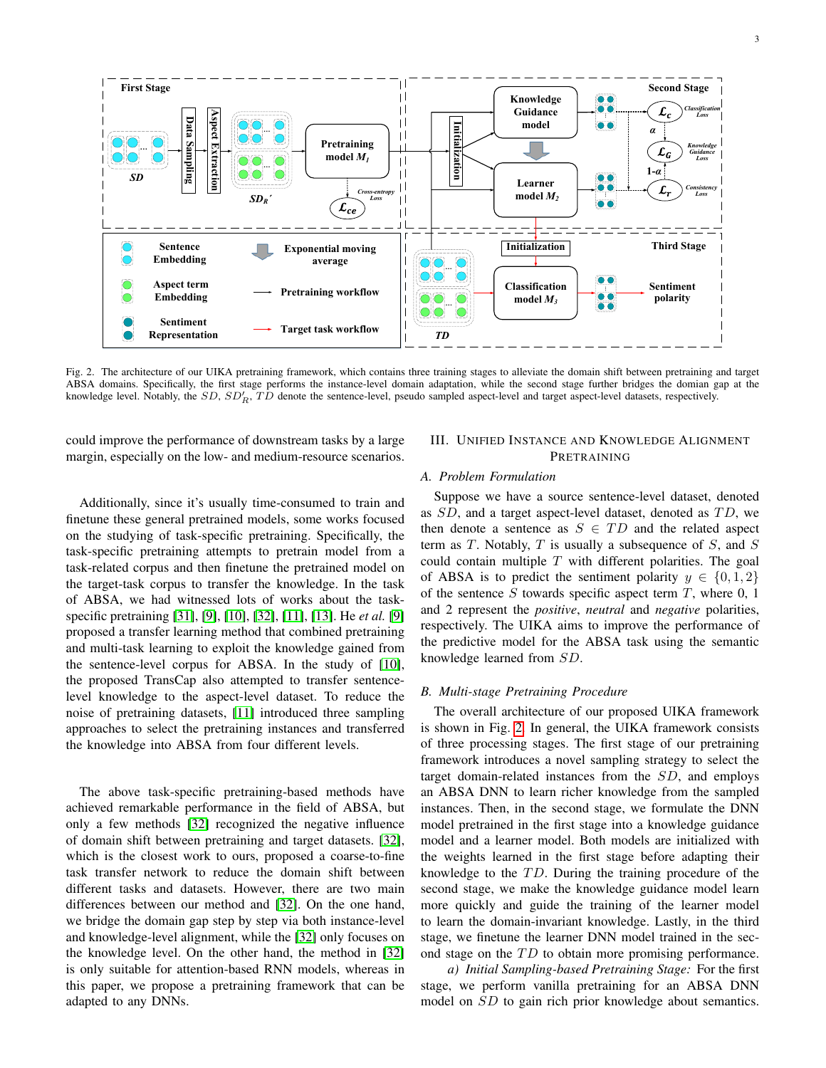Fig. 2. The architecture of our UIKA pretraining framework, which contains three training stages to alleviate the domain shift between pretraining and target ABSA domains. Specifically, the first stage performs the instance-level domain adaptation, while the second stage further bridges the domian gap at the knowledge level. Notably, the $SD$, $SD'_R$, $TD$ denote the sentence-level, pseudo sampled aspect-level and target aspect-level datasets, respectively.

could improve the performance of downstream tasks by a large margin, especially on the low- and medium-resource scenarios.

Additionally, since it's usually time-consumed to train and finetune these general pretrained models, some works focused on the studying of task-specific pretraining. Specifically, the task-specific pretraining attempts to pretrain model from a task-related corpus and then finetune the pretrained model on the target-task corpus to transfer the knowledge. In the task of ABSA, we had witnessed lots of works about the task-specific pretraining [31], [9], [10], [32], [11], [13]. He *et al.* [9] proposed a transfer learning method that combined pretraining and multi-task learning to exploit the knowledge gained from the sentence-level corpus for ABSA. In the study of [10], the proposed TransCap also attempted to transfer sentence-level knowledge to the aspect-level dataset. To reduce the noise of pretraining datasets, [11] introduced three sampling approaches to select the pretraining instances and transferred the knowledge into ABSA from four different levels.

The above task-specific pretraining-based methods have achieved remarkable performance in the field of ABSA, but only a few methods [32] recognized the negative influence of domain shift between pretraining and target datasets. [32], which is the closest work to ours, proposed a coarse-to-fine task transfer network to reduce the domain shift between different tasks and datasets. However, there are two main differences between our method and [32]. On the one hand, we bridge the domain gap step by step via both instance-level and knowledge-level alignment, while the [32] only focuses on the knowledge level. On the other hand, the method in [32] is only suitable for attention-based RNN models, whereas in this paper, we propose a pretraining framework that can be adapted to any DNNs.

## III. Unified Instance and Knowledge Alignment Pretraining

### A. Problem Formulation

Suppose we have a source sentence-level dataset, denoted as $SD$, and a target aspect-level dataset, denoted as $TD$, we then denote a sentence as $S \in TD$ and the related aspect term as $T$. Notably, $T$ is usually a subsequence of $S$, and $S$ could contain multiple $T$ with different polarities. The goal of ABSA is to predict the sentiment polarity $y \in \{0, 1, 2\}$ of the sentence $S$ towards specific aspect term $T$, where 0, 1 and 2 represent the *positive*, *neutral* and *negative* polarities, respectively. The UIKA aims to improve the performance of the predictive model for the ABSA task using the semantic knowledge learned from $SD$.

### B. Multi-stage Pretraining Procedure

The overall architecture of our proposed UIKA framework is shown in Fig. 2. In general, the UIKA framework consists of three processing stages. The first stage of our pretraining framework introduces a novel sampling strategy to select the target domain-related instances from the $SD$, and employs an ABSA DNN to learn richer knowledge from the sampled instances. Then, in the second stage, we formulate the DNN model pretrained in the first stage into a knowledge guidance model and a learner model. Both models are initialized with the weights learned in the first stage before adapting their knowledge to the $TD$. During the training procedure of the second stage, we make the knowledge guidance model learn more quickly and guide the training of the learner model to learn the domain-invariant knowledge. Lastly, in the third stage, we finetune the learner DNN model trained in the second stage on the $TD$ to obtain more promising performance.

*a) Initial Sampling-based Pretraining Stage:* For the first stage, we perform vanilla pretraining for an ABSA DNN model on $SD$ to gain rich prior knowledge about semantics.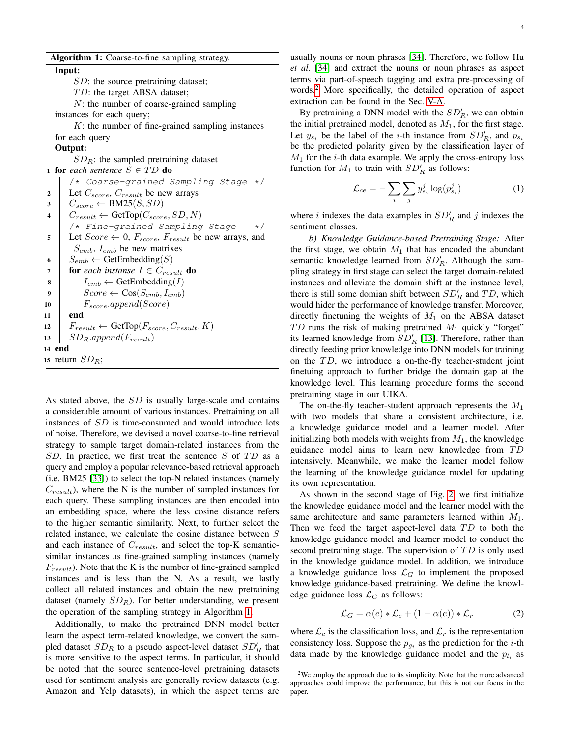**Algorithm 1:** Coarse-to-fine sampling strategy.

```
Input:
    SD: the source pretraining dataset;
    TD: the target ABSA dataset;
    N: the number of coarse-grained sampling instances for each query;
    K: the number of fine-grained sampling instances for each query
Output:
    SD_R: the sampled pretraining dataset
1  for each sentence S ∈ TD do
       /* Coarse-grained Sampling Stage */
2      Let C_score, C_result be new arrays
3      C_score ← BM25(S, SD)
4      C_result ← GetTop(C_score, SD, N)
       /* Fine-grained Sampling Stage */
5      Let Score ← 0, F_score, F_result be new arrays, and S_emb, I_emb be new matrixes
6      S_emb ← GetEmbedding(S)
7      for each instanse I ∈ C_result do
8          I_emb ← GetEmbedding(I)
9          Score ← Cos(S_emb, I_emb)
10         F_score.append(Score)
11     end
12     F_result ← GetTop(F_score, C_result, K)
13     SD_R.append(F_result)
14 end
15 return SD_R;
```

As stated above, the $SD$ is usually large-scale and contains a considerable amount of various instances. Pretraining on all instances of $SD$ is time-consumed and would introduce lots of noise. Therefore, we devised a novel coarse-to-fine retrieval strategy to sample target domain-related instances from the $SD$. In practice, we first treat the sentence $S$ of $TD$ as a query and employ a popular relevance-based retrieval approach (i.e. BM25 [33]) to select the top-N related instances (namely $C_{result}$), where the N is the number of sampled instances for each query. These sampling instances are then encoded into an embedding space, where the less cosine distance refers to the higher semantic similarity. Next, to further select the related instance, we calculate the cosine distance between $S$ and each instance of $C_{result}$, and select the top-K semantic-similar instances as fine-grained sampling instances (namely $F_{result}$). Note that the K is the number of fine-grained sampled instances and is less than the N. As a result, we lastly collect all related instances and obtain the new pretraining dataset (namely $SD_R$). For better understanding, we present the operation of the sampling strategy in Algorithm 1.

Additionally, to make the pretrained DNN model better learn the aspect term-related knowledge, we convert the sampled dataset $SD_R$ to a pseudo aspect-level dataset $SD'_R$ that is more sensitive to the aspect terms. In particular, it should be noted that the source sentence-level pretraining datasets used for sentiment analysis are generally review datasets (e.g. Amazon and Yelp datasets), in which the aspect terms are usually nouns or noun phrases [34]. Therefore, we follow Hu *et al.* [34] and extract the nouns or noun phrases as aspect terms via part-of-speech tagging and extra pre-processing of words.[2] More specifically, the detailed operation of aspect extraction can be found in the Sec. V-A.

By pretraining a DNN model with the $SD'_R$, we can obtain the initial pretrained model, denoted as $M_1$, for the first stage. Let $y_{s_i}$ be the label of the $i$-th instance from $SD'_R$, and $p_{s_i}$ be the predicted polarity given by the classification layer of $M_1$ for the $i$-th data example. We apply the cross-entropy loss function for $M_1$ to train with $SD'_R$ as follows:

$$\mathcal{L}_{ce} = -\sum_{i}\sum_{j} y_{s_i}^{j} \log(p_{s_i}^{j}) \tag{1}$$

where $i$ indexes the data examples in $SD'_R$ and $j$ indexes the sentiment classes.

*b) Knowledge Guidance-based Pretraining Stage:* After the first stage, we obtain $M_1$ that has encoded the abundant semantic knowledge learned from $SD'_R$. Although the sampling strategy in first stage can select the target domain-related instances and alleviate the domain shift at the instance level, there is still some domian shift between $SD'_R$ and $TD$, which would hider the performance of knowledge transfer. Moreover, directly finetuning the weights of $M_1$ on the ABSA dataset $TD$ runs the risk of making pretrained $M_1$ quickly "forget" its learned knowledge from $SD'_R$ [13]. Therefore, rather than directly feeding prior knowledge into DNN models for training on the $TD$, we introduce a on-the-fly teacher-student joint finetuing approach to further bridge the domain gap at the knowledge level. This learning procedure forms the second pretraining stage in our UIKA.

The on-the-fly teacher-student approach represents the $M_1$ with two models that share a consistent architecture, i.e. a knowledge guidance model and a learner model. After initializing both models with weights from $M_1$, the knowledge guidance model aims to learn new knowledge from $TD$ intensively. Meanwhile, we make the learner model follow the learning of the knowledge guidance model for updating its own representation.

As shown in the second stage of Fig. 2, we first initialize the knowledge guidance model and the learner model with the same architecture and same parameters learned within $M_1$. Then we feed the target aspect-level data $TD$ to both the knowledge guidance model and learner model to conduct the second pretraining stage. The supervision of $TD$ is only used in the knowledge guidance model. In addition, we introduce a knowledge guidance loss $\mathcal{L}_G$ to implement the proposed knowledge guidance-based pretraining. We define the knowledge guidance loss $\mathcal{L}_G$ as follows:

$$\mathcal{L}_G = \alpha(e) * \mathcal{L}_c + (1 - \alpha(e)) * \mathcal{L}_r \tag{2}$$

where $\mathcal{L}_c$ is the classification loss, and $\mathcal{L}_r$ is the representation consistency loss. Suppose the $p_{g_i}$ as the prediction for the $i$-th data made by the knowledge guidance model and the $p_{l_i}$ as

[2] We employ the approach due to its simplicity. Note that the more advanced approaches could improve the performance, but this is not our focus in the paper.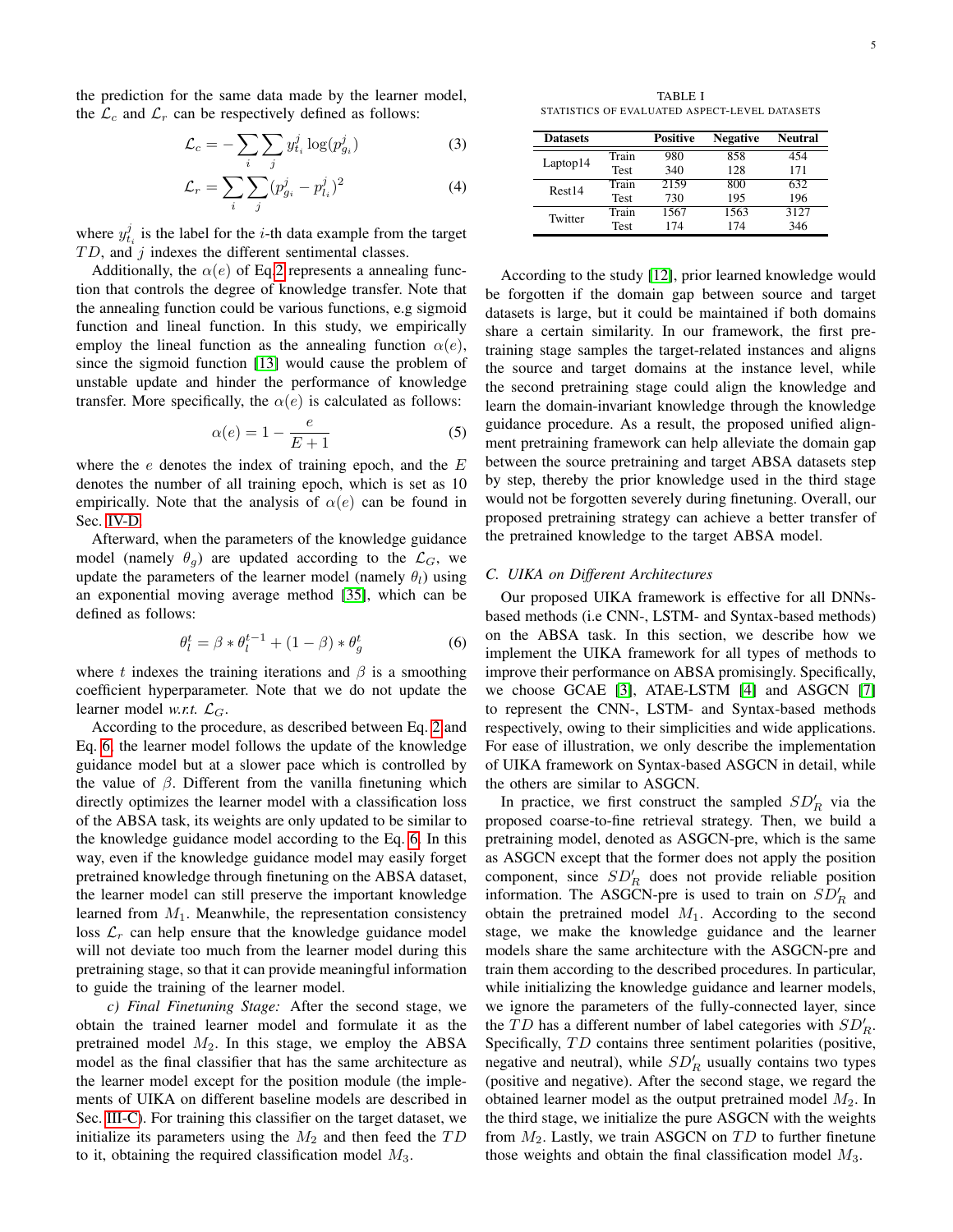the prediction for the same data made by the learner model, the $\mathcal{L}_c$ and $\mathcal{L}_r$ can be respectively defined as follows:

$$\mathcal{L}_c = -\sum_i \sum_j y^j_{t_i} \log(p^j_{g_i}) \tag{3}$$

$$\mathcal{L}_r = \sum_i \sum_j (p^j_{g_i} - p^j_{l_i})^2 \tag{4}$$

where $y^j_{t_i}$ is the label for the $i$-th data example from the target $TD$, and $j$ indexes the different sentimental classes.

Additionally, the $\alpha(e)$ of Eq.2 represents a annealing function that controls the degree of knowledge transfer. Note that the annealing function could be various functions, e.g sigmoid function and lineal function. In this study, we empirically employ the lineal function as the annealing function $\alpha(e)$, since the sigmoid function [13] would cause the problem of unstable update and hinder the performance of knowledge transfer. More specifically, the $\alpha(e)$ is calculated as follows:

$$\alpha(e) = 1 - \frac{e}{E+1} \tag{5}$$

where the $e$ denotes the index of training epoch, and the $E$ denotes the number of all training epoch, which is set as 10 empirically. Note that the analysis of $\alpha(e)$ can be found in Sec. IV-D.

Afterward, when the parameters of the knowledge guidance model (namely $\theta_g$) are updated according to the $\mathcal{L}_G$, we update the parameters of the learner model (namely $\theta_l$) using an exponential moving average method [35], which can be defined as follows:

$$\theta^t_l = \beta * \theta^{t-1}_l + (1-\beta) * \theta^t_g \tag{6}$$

where $t$ indexes the training iterations and $\beta$ is a smoothing coefficient hyperparameter. Note that we do not update the learner model *w.r.t.* $\mathcal{L}_G$.

According to the procedure, as described between Eq. 2 and Eq. 6, the learner model follows the update of the knowledge guidance model but at a slower pace which is controlled by the value of $\beta$. Different from the vanilla finetuning which directly optimizes the learner model with a classification loss of the ABSA task, its weights are only updated to be similar to the knowledge guidance model according to the Eq. 6. In this way, even if the knowledge guidance model may easily forget pretrained knowledge through finetuning on the ABSA dataset, the learner model can still preserve the important knowledge learned from $M_1$. Meanwhile, the representation consistency loss $\mathcal{L}_r$ can help ensure that the knowledge guidance model will not deviate too much from the learner model during this pretraining stage, so that it can provide meaningful information to guide the training of the learner model.

*c) Final Finetuning Stage:* After the second stage, we obtain the trained learner model and formulate it as the pretrained model $M_2$. In this stage, we employ the ABSA model as the final classifier that has the same architecture as the learner model except for the position module (the implements of UIKA on different baseline models are described in Sec. III-C). For training this classifier on the target dataset, we initialize its parameters using the $M_2$ and then feed the $TD$ to it, obtaining the required classification model $M_3$.

TABLE I
STATISTICS OF EVALUATED ASPECT-LEVEL DATASETS

| Datasets | | Positive | Negative | Neutral |
|---|---|---|---|---|
| Laptop14 | Train | 980 | 858 | 454 |
| | Test | 340 | 128 | 171 |
| Rest14 | Train | 2159 | 800 | 632 |
| | Test | 730 | 195 | 196 |
| Twitter | Train | 1567 | 1563 | 3127 |
| | Test | 174 | 174 | 346 |

According to the study [12], prior learned knowledge would be forgotten if the domain gap between source and target datasets is large, but it could be maintained if both domains share a certain similarity. In our framework, the first pretraining stage samples the target-related instances and aligns the source and target domains at the instance level, while the second pretraining stage could align the knowledge and learn the domain-invariant knowledge through the knowledge guidance procedure. As a result, the proposed unified alignment pretraining framework can help alleviate the domain gap between the source pretraining and target ABSA datasets step by step, thereby the prior knowledge used in the third stage would not be forgotten severely during finetuning. Overall, our proposed pretraining strategy can achieve a better transfer of the pretrained knowledge to the target ABSA model.

### C. UIKA on Different Architectures

Our proposed UIKA framework is effective for all DNNs-based methods (i.e CNN-, LSTM- and Syntax-based methods) on the ABSA task. In this section, we describe how we implement the UIKA framework for all types of methods to improve their performance on ABSA promisingly. Specifically, we choose GCAE [3], ATAE-LSTM [4] and ASGCN [7] to represent the CNN-, LSTM- and Syntax-based methods respectively, owing to their simplicities and wide applications. For ease of illustration, we only describe the implementation of UIKA framework on Syntax-based ASGCN in detail, while the others are similar to ASGCN.

In practice, we first construct the sampled $SD'_R$ via the proposed coarse-to-fine retrieval strategy. Then, we build a pretraining model, denoted as ASGCN-pre, which is the same as ASGCN except that the former does not apply the position component, since $SD'_R$ does not provide reliable position information. The ASGCN-pre is used to train on $SD'_R$ and obtain the pretrained model $M_1$. According to the second stage, we make the knowledge guidance and the learner models share the same architecture with the ASGCN-pre and train them according to the described procedures. In particular, while initializing the knowledge guidance and learner models, we ignore the parameters of the fully-connected layer, since the $TD$ has a different number of label categories with $SD'_R$. Specifically, $TD$ contains three sentiment polarities (positive, negative and neutral), while $SD'_R$ usually contains two types (positive and negative). After the second stage, we regard the obtained learner model as the output pretrained model $M_2$. In the third stage, we initialize the pure ASGCN with the weights from $M_2$. Lastly, we train ASGCN on $TD$ to further finetune those weights and obtain the final classification model $M_3$.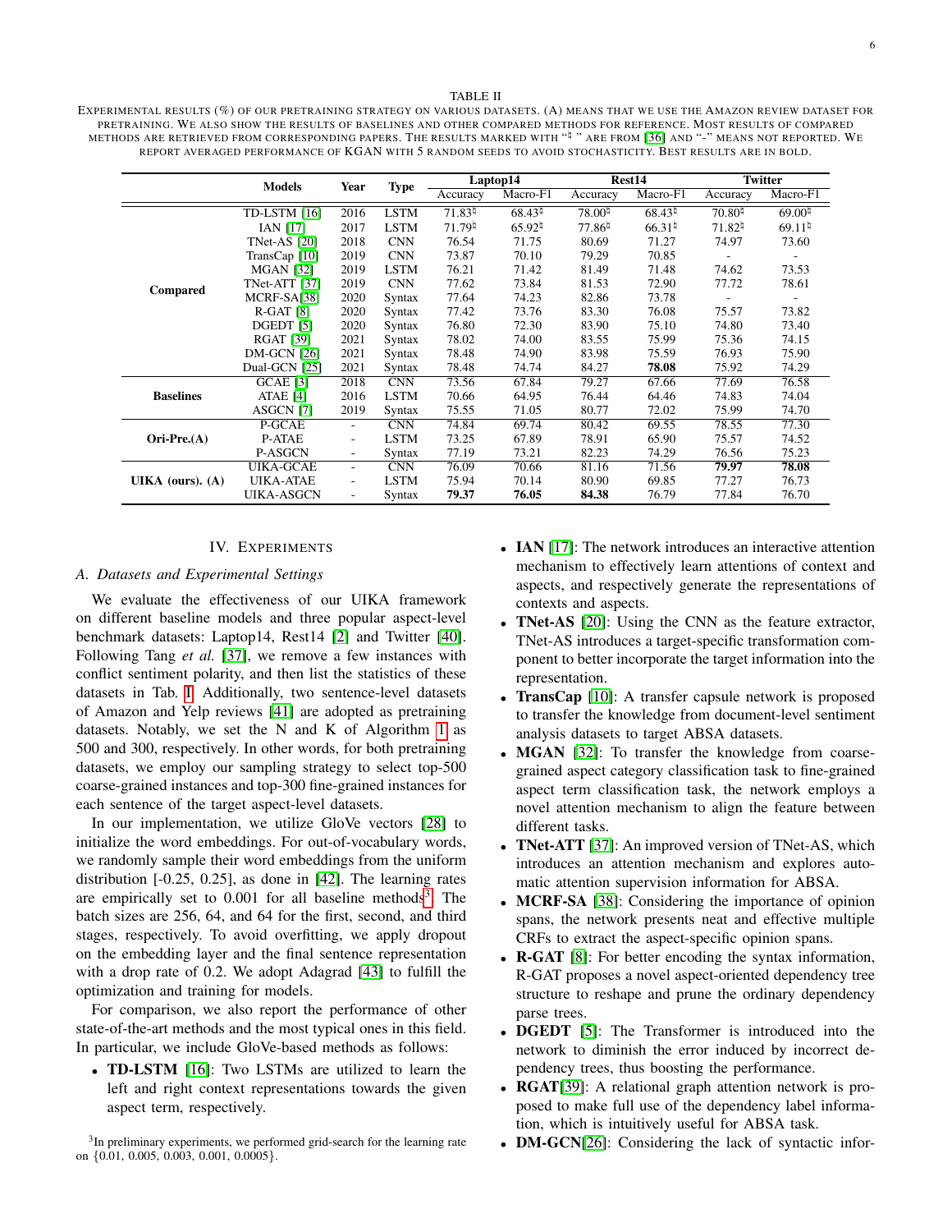TABLE II

EXPERIMENTAL RESULTS (%) OF OUR PRETRAINING STRATEGY ON VARIOUS DATASETS. (A) MEANS THAT WE USE THE AMAZON REVIEW DATASET FOR PRETRAINING. WE ALSO SHOW THE RESULTS OF BASELINES AND OTHER COMPARED METHODS FOR REFERENCE. MOST RESULTS OF COMPARED METHODS ARE RETRIEVED FROM CORRESPONDING PAPERS. THE RESULTS MARKED WITH "♮" ARE FROM [36] AND "-" MEANS NOT REPORTED. WE REPORT AVERAGED PERFORMANCE OF KGAN WITH 5 RANDOM SEEDS TO AVOID STOCHASTICITY. BEST RESULTS ARE IN BOLD.

| | Models | Year | Type | Laptop14 | | Rest14 | | Twitter | |
|---|---|---|---|---|---|---|---|---|---|
| | | | | Accuracy | Macro-F1 | Accuracy | Macro-F1 | Accuracy | Macro-F1 |
| **Compared** | TD-LSTM [16] | 2016 | LSTM | 71.83♮ | 68.43♮ | 78.00♮ | 68.43♮ | 70.80♮ | 69.00♮ |
| | IAN [17] | 2017 | LSTM | 71.79♮ | 65.92♮ | 77.86♮ | 66.31♮ | 71.82♮ | 69.11♮ |
| | TNet-AS [20] | 2018 | CNN | 76.54 | 71.75 | 80.69 | 71.27 | 74.97 | 73.60 |
| | TransCap [10] | 2019 | CNN | 73.87 | 70.10 | 79.29 | 70.85 | - | - |
| | MGAN [32] | 2019 | LSTM | 76.21 | 71.42 | 81.49 | 71.48 | 74.62 | 73.53 |
| | TNet-ATT [37] | 2019 | CNN | 77.62 | 73.84 | 81.53 | 72.90 | 77.72 | 78.61 |
| | MCRF-SA[38] | 2020 | Syntax | 77.64 | 74.23 | 82.86 | 73.78 | - | - |
| | R-GAT [8] | 2020 | Syntax | 77.42 | 73.76 | 83.30 | 76.08 | 75.57 | 73.82 |
| | DGEDT [5] | 2020 | Syntax | 76.80 | 72.30 | 83.90 | 75.10 | 74.80 | 73.40 |
| | RGAT [39] | 2021 | Syntax | 78.02 | 74.00 | 83.55 | 75.99 | 75.36 | 74.15 |
| | DM-GCN [26] | 2021 | Syntax | 78.48 | 74.90 | 83.98 | 75.59 | 76.93 | 75.90 |
| | Dual-GCN [25] | 2021 | Syntax | 78.48 | 74.74 | 84.27 | **78.08** | 75.92 | 74.29 |
| **Baselines** | GCAE [3] | 2018 | CNN | 73.56 | 67.84 | 79.27 | 67.66 | 77.69 | 76.58 |
| | ATAE [4] | 2016 | LSTM | 70.66 | 64.95 | 76.44 | 64.46 | 74.83 | 74.04 |
| | ASGCN [7] | 2019 | Syntax | 75.55 | 71.05 | 80.77 | 72.02 | 75.99 | 74.70 |
| **Ori-Pre.(A)** | P-GCAE | - | CNN | 74.84 | 69.74 | 80.42 | 69.55 | 78.55 | 77.30 |
| | P-ATAE | - | LSTM | 73.25 | 67.89 | 78.91 | 65.90 | 75.57 | 74.52 |
| | P-ASGCN | - | Syntax | 77.19 | 73.21 | 82.23 | 74.29 | 76.56 | 75.23 |
| **UIKA (ours). (A)** | UIKA-GCAE | - | CNN | 76.09 | 70.66 | 81.16 | 71.56 | **79.97** | **78.08** |
| | UIKA-ATAE | - | LSTM | 75.94 | 70.14 | 80.90 | 69.85 | 77.27 | 76.73 |
| | UIKA-ASGCN | - | Syntax | **79.37** | **76.05** | **84.38** | 76.79 | 77.84 | 76.70 |

## IV. EXPERIMENTS

### A. Datasets and Experimental Settings

We evaluate the effectiveness of our UIKA framework on different baseline models and three popular aspect-level benchmark datasets: Laptop14, Rest14 [2] and Twitter [40]. Following Tang *et al.* [37], we remove a few instances with conflict sentiment polarity, and then list the statistics of these datasets in Tab. I. Additionally, two sentence-level datasets of Amazon and Yelp reviews [41] are adopted as pretraining datasets. Notably, we set the N and K of Algorithm 1 as 500 and 300, respectively. In other words, for both pretraining datasets, we employ our sampling strategy to select top-500 coarse-grained instances and top-300 fine-grained instances for each sentence of the target aspect-level datasets.

In our implementation, we utilize GloVe vectors [28] to initialize the word embeddings. For out-of-vocabulary words, we randomly sample their word embeddings from the uniform distribution [-0.25, 0.25], as done in [42]. The learning rates are empirically set to 0.001 for all baseline methods[3]. The batch sizes are 256, 64, and 64 for the first, second, and third stages, respectively. To avoid overfitting, we apply dropout on the embedding layer and the final sentence representation with a drop rate of 0.2. We adopt Adagrad [43] to fulfill the optimization and training for models.

For comparison, we also report the performance of other state-of-the-art methods and the most typical ones in this field. In particular, we include GloVe-based methods as follows:

- **TD-LSTM** [16]: Two LSTMs are utilized to learn the left and right context representations towards the given aspect term, respectively.
- **IAN** [17]: The network introduces an interactive attention mechanism to effectively learn attentions of context and aspects, and respectively generate the representations of contexts and aspects.
- **TNet-AS** [20]: Using the CNN as the feature extractor, TNet-AS introduces a target-specific transformation component to better incorporate the target information into the representation.
- **TransCap** [10]: A transfer capsule network is proposed to transfer the knowledge from document-level sentiment analysis datasets to target ABSA datasets.
- **MGAN** [32]: To transfer the knowledge from coarse-grained aspect category classification task to fine-grained aspect term classification task, the network employs a novel attention mechanism to align the feature between different tasks.
- **TNet-ATT** [37]: An improved version of TNet-AS, which introduces an attention mechanism and explores automatic attention supervision information for ABSA.
- **MCRF-SA** [38]: Considering the importance of opinion spans, the network presents neat and effective multiple CRFs to extract the aspect-specific opinion spans.
- **R-GAT** [8]: For better encoding the syntax information, R-GAT proposes a novel aspect-oriented dependency tree structure to reshape and prune the ordinary dependency parse trees.
- **DGEDT** [5]: The Transformer is introduced into the network to diminish the error induced by incorrect dependency trees, thus boosting the performance.
- **RGAT**[39]: A relational graph attention network is proposed to make full use of the dependency label information, which is intuitively useful for ABSA task.
- **DM-GCN**[26]: Considering the lack of syntactic infor-

[3] In preliminary experiments, we performed grid-search for the learning rate on {0.01, 0.005, 0.003, 0.001, 0.0005}.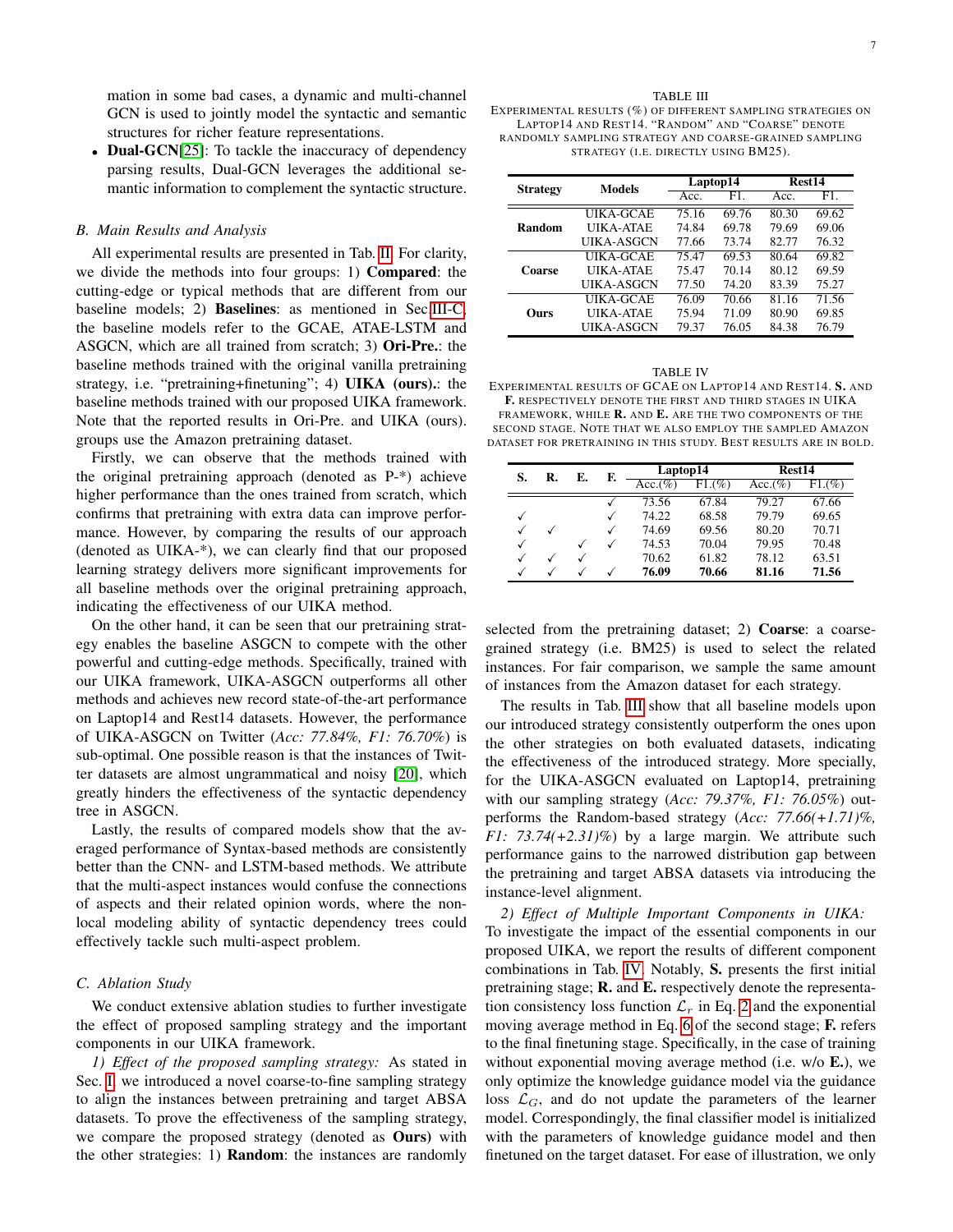mation in some bad cases, a dynamic and multi-channel GCN is used to jointly model the syntactic and semantic structures for richer feature representations.

- **Dual-GCN**[25]: To tackle the inaccuracy of dependency parsing results, Dual-GCN leverages the additional semantic information to complement the syntactic structure.

### B. Main Results and Analysis

All experimental results are presented in Tab. II. For clarity, we divide the methods into four groups: 1) **Compared**: the cutting-edge or typical methods that are different from our baseline models; 2) **Baselines**: as mentioned in Sec III-C, the baseline models refer to the GCAE, ATAE-LSTM and ASGCN, which are all trained from scratch; 3) **Ori-Pre.**: the baseline methods trained with the original vanilla pretraining strategy, i.e. "pretraining+finetuning"; 4) **UIKA (ours).**: the baseline methods trained with our proposed UIKA framework. Note that the reported results in Ori-Pre. and UIKA (ours). groups use the Amazon pretraining dataset.

Firstly, we can observe that the methods trained with the original pretraining approach (denoted as P-*) achieve higher performance than the ones trained from scratch, which confirms that pretraining with extra data can improve performance. However, by comparing the results of our approach (denoted as UIKA-*), we can clearly find that our proposed learning strategy delivers more significant improvements for all baseline methods over the original pretraining approach, indicating the effectiveness of our UIKA method.

On the other hand, it can be seen that our pretraining strategy enables the baseline ASGCN to compete with the other powerful and cutting-edge methods. Specifically, trained with our UIKA framework, UIKA-ASGCN outperforms all other methods and achieves new record state-of-the-art performance on Laptop14 and Rest14 datasets. However, the performance of UIKA-ASGCN on Twitter (*Acc: 77.84%, F1: 76.70%*) is sub-optimal. One possible reason is that the instances of Twitter datasets are almost ungrammatical and noisy [20], which greatly hinders the effectiveness of the syntactic dependency tree in ASGCN.

Lastly, the results of compared models show that the averaged performance of Syntax-based methods are consistently better than the CNN- and LSTM-based methods. We attribute that the multi-aspect instances would confuse the connections of aspects and their related opinion words, where the non-local modeling ability of syntactic dependency trees could effectively tackle such multi-aspect problem.

### C. Ablation Study

We conduct extensive ablation studies to further investigate the effect of proposed sampling strategy and the important components in our UIKA framework.

*1) Effect of the proposed sampling strategy:* As stated in Sec. I, we introduced a novel coarse-to-fine sampling strategy to align the instances between pretraining and target ABSA datasets. To prove the effectiveness of the sampling strategy, we compare the proposed strategy (denoted as **Ours)** with the other strategies: 1) **Random**: the instances are randomly selected from the pretraining dataset; 2) **Coarse**: a coarse-grained strategy (i.e. BM25) is used to select the related instances. For fair comparison, we sample the same amount of instances from the Amazon dataset for each strategy.

TABLE III
EXPERIMENTAL RESULTS (%) OF DIFFERENT SAMPLING STRATEGIES ON LAPTOP14 AND REST14. "RANDOM" AND "COARSE" DENOTE RANDOMLY SAMPLING STRATEGY AND COARSE-GRAINED SAMPLING STRATEGY (I.E. DIRECTLY USING BM25).

| Strategy | Models | Laptop14 | | Rest14 | |
|---|---|---|---|---|---|
| | | Acc. | F1. | Acc. | F1. |
| **Random** | UIKA-GCAE | 75.16 | 69.76 | 80.30 | 69.62 |
| | UIKA-ATAE | 74.84 | 69.78 | 79.69 | 69.06 |
| | UIKA-ASGCN | 77.66 | 73.74 | 82.77 | 76.32 |
| **Coarse** | UIKA-GCAE | 75.47 | 69.53 | 80.64 | 69.82 |
| | UIKA-ATAE | 75.47 | 70.14 | 80.12 | 69.59 |
| | UIKA-ASGCN | 77.50 | 74.20 | 83.39 | 75.27 |
| **Ours** | UIKA-GCAE | 76.09 | 70.66 | 81.16 | 71.56 |
| | UIKA-ATAE | 75.94 | 71.09 | 80.90 | 69.85 |
| | UIKA-ASGCN | 79.37 | 76.05 | 84.38 | 76.79 |

The results in Tab. III show that all baseline models upon our introduced strategy consistently outperform the ones upon the other strategies on both evaluated datasets, indicating the effectiveness of the introduced strategy. More specially, for the UIKA-ASGCN evaluated on Laptop14, pretraining with our sampling strategy (*Acc: 79.37%, F1: 76.05%*) outperforms the Random-based strategy (*Acc: 77.66(+1.71)%, F1: 73.74(+2.31)%*) by a large margin. We attribute such performance gains to the narrowed distribution gap between the pretraining and target ABSA datasets via introducing the instance-level alignment.

TABLE IV
EXPERIMENTAL RESULTS OF GCAE ON LAPTOP14 AND REST14. **S.** AND **F.** RESPECTIVELY DENOTE THE FIRST AND THIRD STAGES IN UIKA FRAMEWORK, WHILE **R.** AND **E.** ARE THE TWO COMPONENTS OF THE SECOND STAGE. NOTE THAT WE ALSO EMPLOY THE SAMPLED AMAZON DATASET FOR PRETRAINING IN THIS STUDY. BEST RESULTS ARE IN BOLD.

| S. | R. | E. | F. | Laptop14 | | Rest14 | |
|---|---|---|---|---|---|---|---|
| | | | | Acc.(%) | F1.(%) | Acc.(%) | F1.(%) |
| | | | ✓ | 73.56 | 67.84 | 79.27 | 67.66 |
| ✓ | | | ✓ | 74.22 | 68.58 | 79.79 | 69.65 |
| ✓ | ✓ | | ✓ | 74.69 | 69.56 | 80.20 | 70.71 |
| ✓ | | ✓ | ✓ | 74.53 | 70.04 | 79.95 | 70.48 |
| ✓ | ✓ | ✓ | | 70.62 | 61.82 | 78.12 | 63.51 |
| ✓ | ✓ | ✓ | ✓ | **76.09** | **70.66** | **81.16** | **71.56** |

*2) Effect of Multiple Important Components in UIKA:* To investigate the impact of the essential components in our proposed UIKA, we report the results of different component combinations in Tab. IV. Notably, **S.** presents the first initial pretraining stage; **R.** and **E.** respectively denote the representation consistency loss function $\mathcal{L}_r$ in Eq. 2 and the exponential moving average method in Eq. 6 of the second stage; **F.** refers to the final finetuning stage. Specifically, in the case of training without exponential moving average method (i.e. w/o **E.**), we only optimize the knowledge guidance model via the guidance loss $\mathcal{L}_G$, and do not update the parameters of the learner model. Correspondingly, the final classifier model is initialized with the parameters of knowledge guidance model and then finetuned on the target dataset. For ease of illustration, we only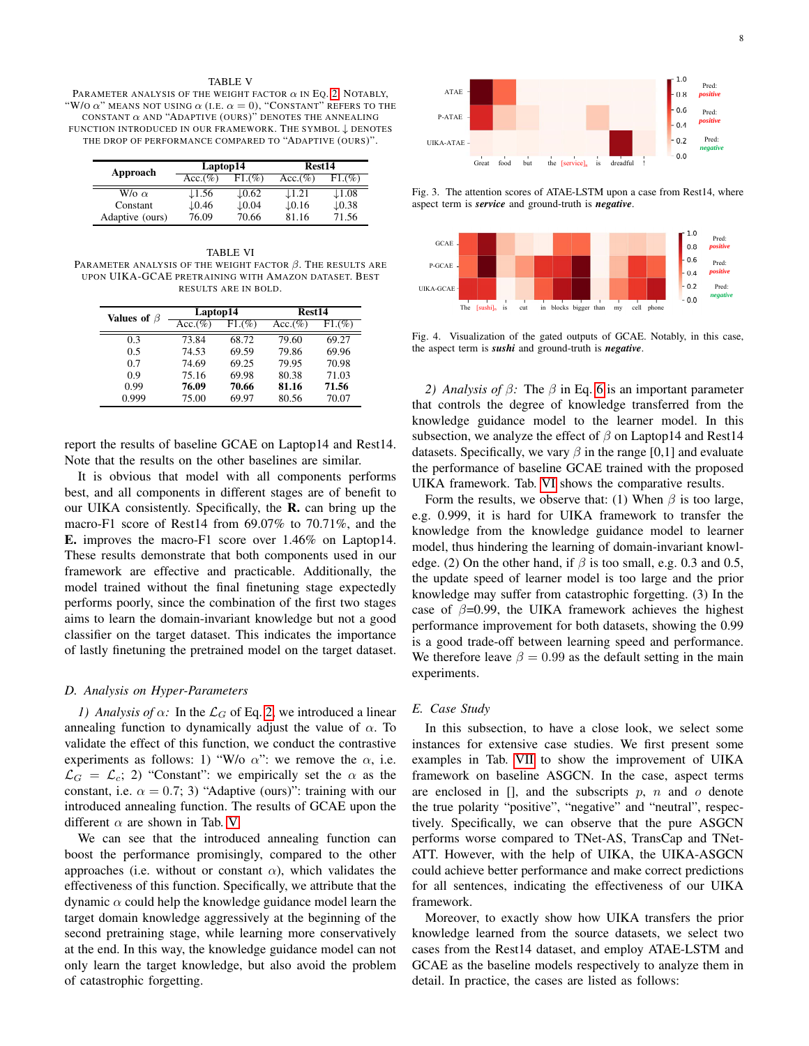TABLE V
PARAMETER ANALYSIS OF THE WEIGHT FACTOR $\alpha$ IN EQ. 2. NOTABLY, "W/O $\alpha$" MEANS NOT USING $\alpha$ (I.E. $\alpha = 0$), "CONSTANT" REFERS TO THE CONSTANT $\alpha$ AND "ADAPTIVE (OURS)" DENOTES THE ANNEALING FUNCTION INTRODUCED IN OUR FRAMEWORK. THE SYMBOL ⇃ DENOTES THE DROP OF PERFORMANCE COMPARED TO "ADAPTIVE (OURS)".

| Approach | Laptop14 | | Rest14 | |
|---|---|---|---|---|
| | Acc.(%) | F1.(%) | Acc.(%) | F1.(%) |
| W/o $\alpha$ | ⇃1.56 | ⇃0.62 | ⇃1.21 | ⇃1.08 |
| Constant | ⇃0.46 | ⇃0.04 | ⇃0.16 | ⇃0.38 |
| Adaptive (ours) | 76.09 | 70.66 | 81.16 | 71.56 |

TABLE VI
PARAMETER ANALYSIS OF THE WEIGHT FACTOR $\beta$. THE RESULTS ARE UPON UIKA-GCAE PRETRAINING WITH AMAZON DATASET. BEST RESULTS ARE IN BOLD.

| Values of $\beta$ | Laptop14 | | Rest14 | |
|---|---|---|---|---|
| | Acc.(%) | F1.(%) | Acc.(%) | F1.(%) |
| 0.3 | 73.84 | 68.72 | 79.60 | 69.27 |
| 0.5 | 74.53 | 69.59 | 79.86 | 69.96 |
| 0.7 | 74.69 | 69.25 | 79.95 | 70.98 |
| 0.9 | 75.16 | 69.98 | 80.38 | 71.03 |
| 0.99 | **76.09** | **70.66** | **81.16** | **71.56** |
| 0.999 | 75.00 | 69.97 | 80.56 | 70.07 |

report the results of baseline GCAE on Laptop14 and Rest14. Note that the results on the other baselines are similar.

It is obvious that model with all components performs best, and all components in different stages are of benefit to our UIKA consistently. Specifically, the **R.** can bring up the macro-F1 score of Rest14 from 69.07% to 70.71%, and the **E.** improves the macro-F1 score over 1.46% on Laptop14. These results demonstrate that both components used in our framework are effective and practicable. Additionally, the model trained without the final finetuning stage expectedly performs poorly, since the combination of the first two stages aims to learn the domain-invariant knowledge but not a good classifier on the target dataset. This indicates the importance of lastly finetuning the pretrained model on the target dataset.

### D. Analysis on Hyper-Parameters

*1) Analysis of $\alpha$:* In the $\mathcal{L}_G$ of Eq. 2, we introduced a linear annealing function to dynamically adjust the value of $\alpha$. To validate the effect of this function, we conduct the contrastive experiments as follows: 1) "W/o $\alpha$": we remove the $\alpha$, i.e. $\mathcal{L}_G = \mathcal{L}_c$; 2) "Constant": we empirically set the $\alpha$ as the constant, i.e. $\alpha = 0.7$; 3) "Adaptive (ours)": training with our introduced annealing function. The results of GCAE upon the different $\alpha$ are shown in Tab. V.

We can see that the introduced annealing function can boost the performance promisingly, compared to the other approaches (i.e. without or constant $\alpha$), which validates the effectiveness of this function. Specifically, we attribute that the dynamic $\alpha$ could help the knowledge guidance model learn the target domain knowledge aggressively at the beginning of the second pretraining stage, while learning more conservatively at the end. In this way, the knowledge guidance model can not only learn the target knowledge, but also avoid the problem of catastrophic forgetting.

Fig. 3. The attention scores of ATAE-LSTM upon a case from Rest14, where aspect term is ***service*** and ground-truth is ***negative***.

Fig. 4. Visualization of the gated outputs of GCAE. Notably, in this case, the aspect term is ***sushi*** and ground-truth is ***negative***.

*2) Analysis of $\beta$:* The $\beta$ in Eq. 6 is an important parameter that controls the degree of knowledge transferred from the knowledge guidance model to the learner model. In this subsection, we analyze the effect of $\beta$ on Laptop14 and Rest14 datasets. Specifically, we vary $\beta$ in the range [0,1] and evaluate the performance of baseline GCAE trained with the proposed UIKA framework. Tab. VI shows the comparative results.

Form the results, we observe that: (1) When $\beta$ is too large, e.g. 0.999, it is hard for UIKA framework to transfer the knowledge from the knowledge guidance model to learner model, thus hindering the learning of domain-invariant knowledge. (2) On the other hand, if $\beta$ is too small, e.g. 0.3 and 0.5, the update speed of learner model is too large and the prior knowledge may suffer from catastrophic forgetting. (3) In the case of $\beta$=0.99, the UIKA framework achieves the highest performance improvement for both datasets, showing the 0.99 is a good trade-off between learning speed and performance. We therefore leave $\beta = 0.99$ as the default setting in the main experiments.

### E. Case Study

In this subsection, to have a close look, we select some instances for extensive case studies. We first present some examples in Tab. VII to show the improvement of UIKA framework on baseline ASGCN. In the case, aspect terms are enclosed in [], and the subscripts $p$, $n$ and $o$ denote the true polarity "positive", "negative" and "neutral", respectively. Specifically, we can observe that the pure ASGCN performs worse compared to TNet-AS, TransCap and TNet-ATT. However, with the help of UIKA, the UIKA-ASGCN could achieve better performance and make correct predictions for all sentences, indicating the effectiveness of our UIKA framework.

Moreover, to exactly show how UIKA transfers the prior knowledge learned from the source datasets, we select two cases from the Rest14 dataset, and employ ATAE-LSTM and GCAE as the baseline models respectively to analyze them in detail. In practice, the cases are listed as follows: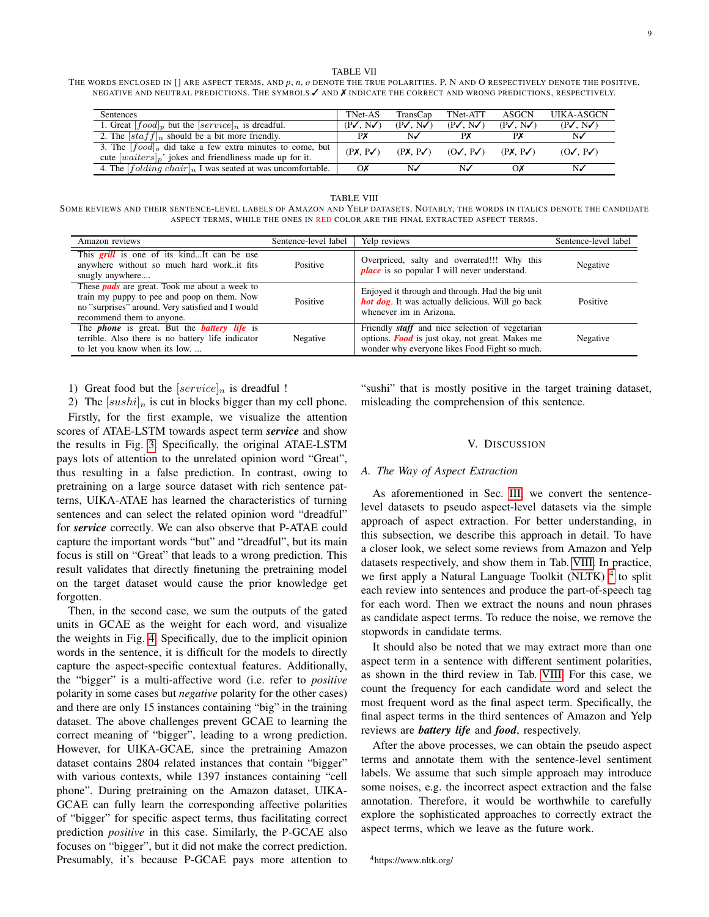TABLE VII

THE WORDS ENCLOSED IN [] ARE ASPECT TERMS, AND $p$, $n$, $o$ DENOTE THE TRUE POLARITIES. P, N AND O RESPECTIVELY DENOTE THE POSITIVE, NEGATIVE AND NEUTRAL PREDICTIONS. THE SYMBOLS ✓ AND ✗ INDICATE THE CORRECT AND WRONG PREDICTIONS, RESPECTIVELY.

| Sentences | TNet-AS | TransCap | TNet-ATT | ASGCN | UIKA-ASGCN |
|---|---|---|---|---|---|
| 1. Great $[food]_p$ but the $[service]_n$ is dreadful. | (P✓, N✓) | (P✓, N✓) | (P✓, N✓) | (P✓, N✓) | (P✓, N✓) |
| 2. The $[staff]_n$ should be a bit more friendly. | P✗ | N✓ | P✗ | P✗ | N✓ |
| 3. The $[food]_o$ did take a few extra minutes to come, but cute $[waiters]_p$' jokes and friendliness made up for it. | (P✗, P✓) | (P✗, P✓) | (O✓, P✓) | (P✗, P✓) | (O✓, P✓) |
| 4. The $[folding\ chair]_n$ I was seated at was uncomfortable. | O✗ | N✓ | N✓ | O✗ | N✓ |

TABLE VIII

SOME REVIEWS AND THEIR SENTENCE-LEVEL LABELS OF AMAZON AND YELP DATASETS. NOTABLY, THE WORDS IN ITALICS DENOTE THE CANDIDATE ASPECT TERMS, WHILE THE ONES IN RED COLOR ARE THE FINAL EXTRACTED ASPECT TERMS.

| Amazon reviews | Sentence-level label | Yelp reviews | Sentence-level label |
|---|---|---|---|
| This ***grill*** is one of its kind...It can be use anywhere without so much hard work..it fits snugly anywhere.... | Positive | Overpriced, salty and overrated!!! Why this ***place*** is so popular I will never understand. | Negative |
| These ***pads*** are great. Took me about a week to train my puppy to pee and poop on them. Now no "surprises" around. Very satisfied and I would recommend them to anyone. | Positive | Enjoyed it through and through. Had the big unit ***hot dog***. It was actually delicious. Will go back whenever im in Arizona. | Positive |
| The ***phone*** is great. But the ***battery life*** is terrible. Also there is no battery life indicator to let you know when its low. ... | Negative | Friendly ***staff*** and nice selection of vegetarian options. ***Food*** is just okay, not great. Makes me wonder why everyone likes Food Fight so much. | Negative |

1) Great food but the $[service]_n$ is dreadful !
2) The $[sushi]_n$ is cut in blocks bigger than my cell phone.

Firstly, for the first example, we visualize the attention scores of ATAE-LSTM towards aspect term ***service*** and show the results in Fig. 3. Specifically, the original ATAE-LSTM pays lots of attention to the unrelated opinion word "Great", thus resulting in a false prediction. In contrast, owing to pretraining on a large source dataset with rich sentence patterns, UIKA-ATAE has learned the characteristics of turning sentences and can select the related opinion word "dreadful" for ***service*** correctly. We can also observe that P-ATAE could capture the important words "but" and "dreadful", but its main focus is still on "Great" that leads to a wrong prediction. This result validates that directly finetuning the pretraining model on the target dataset would cause the prior knowledge get forgotten.

Then, in the second case, we sum the outputs of the gated units in GCAE as the weight for each word, and visualize the weights in Fig. 4. Specifically, due to the implicit opinion words in the sentence, it is difficult for the models to directly capture the aspect-specific contextual features. Additionally, the "bigger" is a multi-affective word (i.e. refer to *positive* polarity in some cases but *negative* polarity for the other cases) and there are only 15 instances containing "big" in the training dataset. The above challenges prevent GCAE to learning the correct meaning of "bigger", leading to a wrong prediction. However, for UIKA-GCAE, since the pretraining Amazon dataset contains 2804 related instances that contain "bigger" with various contexts, while 1397 instances containing "cell phone". During pretraining on the Amazon dataset, UIKA-GCAE can fully learn the corresponding affective polarities of "bigger" for specific aspect terms, thus facilitating correct prediction *positive* in this case. Similarly, the P-GCAE also focuses on "bigger", but it did not make the correct prediction. Presumably, it's because P-GCAE pays more attention to "sushi" that is mostly positive in the target training dataset, misleading the comprehension of this sentence.

## V. DISCUSSION

### A. The Way of Aspect Extraction

As aforementioned in Sec. III, we convert the sentence-level datasets to pseudo aspect-level datasets via the simple approach of aspect extraction. For better understanding, in this subsection, we describe this approach in detail. To have a closer look, we select some reviews from Amazon and Yelp datasets respectively, and show them in Tab. VIII. In practice, we first apply a Natural Language Toolkit (NLTK) [4] to split each review into sentences and produce the part-of-speech tag for each word. Then we extract the nouns and noun phrases as candidate aspect terms. To reduce the noise, we remove the stopwords in candidate terms.

It should also be noted that we may extract more than one aspect term in a sentence with different sentiment polarities, as shown in the third review in Tab. VIII. For this case, we count the frequency for each candidate word and select the most frequent word as the final aspect term. Specifically, the final aspect terms in the third sentences of Amazon and Yelp reviews are ***battery life*** and ***food***, respectively.

After the above processes, we can obtain the pseudo aspect terms and annotate them with the sentence-level sentiment labels. We assume that such simple approach may introduce some noises, e.g. the incorrect aspect extraction and the false annotation. Therefore, it would be worthwhile to carefully explore the sophisticated approaches to correctly extract the aspect terms, which we leave as the future work.

[4] https://www.nltk.org/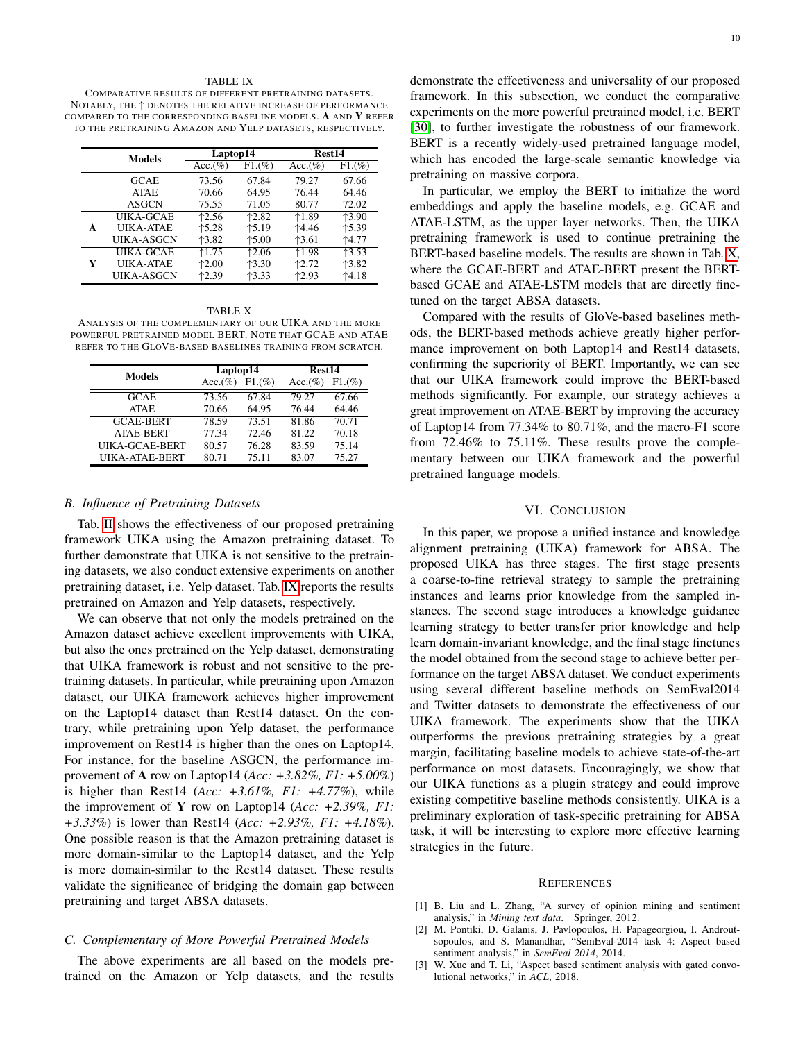TABLE IX

COMPARATIVE RESULTS OF DIFFERENT PRETRAINING DATASETS. NOTABLY, THE ↑ DENOTES THE RELATIVE INCREASE OF PERFORMANCE COMPARED TO THE CORRESPONDING BASELINE MODELS. **A** AND **Y** REFER TO THE PRETRAINING AMAZON AND YELP DATASETS, RESPECTIVELY.

| | Models | Laptop14 | | Rest14 | |
|---|---|---|---|---|---|
| | | Acc.(%) | F1.(%) | Acc.(%) | F1.(%) |
| | GCAE | 73.56 | 67.84 | 79.27 | 67.66 |
| | ATAE | 70.66 | 64.95 | 76.44 | 64.46 |
| | ASGCN | 75.55 | 71.05 | 80.77 | 72.02 |
| **A** | UIKA-GCAE | ↑2.56 | ↑2.82 | ↑1.89 | ↑3.90 |
| | UIKA-ATAE | ↑5.28 | ↑5.19 | ↑4.46 | ↑5.39 |
| | UIKA-ASGCN | ↑3.82 | ↑5.00 | ↑3.61 | ↑4.77 |
| **Y** | UIKA-GCAE | ↑1.75 | ↑2.06 | ↑1.98 | ↑3.53 |
| | UIKA-ATAE | ↑2.00 | ↑3.30 | ↑2.72 | ↑3.82 |
| | UIKA-ASGCN | ↑2.39 | ↑3.33 | ↑2.93 | ↑4.18 |

TABLE X

ANALYSIS OF THE COMPLEMENTARY OF OUR UIKA AND THE MORE POWERFUL PRETRAINED MODEL BERT. NOTE THAT GCAE AND ATAE REFER TO THE GLOVE-BASED BASELINES TRAINING FROM SCRATCH.

| Models | Laptop14 | | Rest14 | |
|---|---|---|---|---|
| | Acc.(%) | F1.(%) | Acc.(%) | F1.(%) |
| GCAE | 73.56 | 67.84 | 79.27 | 67.66 |
| ATAE | 70.66 | 64.95 | 76.44 | 64.46 |
| GCAE-BERT | 78.59 | 73.51 | 81.86 | 70.71 |
| ATAE-BERT | 77.34 | 72.46 | 81.22 | 70.18 |
| UIKA-GCAE-BERT | 80.57 | 76.28 | 83.59 | 75.14 |
| UIKA-ATAE-BERT | 80.71 | 75.11 | 83.07 | 75.27 |

### *B. Influence of Pretraining Datasets*

Tab. II shows the effectiveness of our proposed pretraining framework UIKA using the Amazon pretraining dataset. To further demonstrate that UIKA is not sensitive to the pretraining datasets, we also conduct extensive experiments on another pretraining dataset, i.e. Yelp dataset. Tab. IX reports the results pretrained on Amazon and Yelp datasets, respectively.

We can observe that not only the models pretrained on the Amazon dataset achieve excellent improvements with UIKA, but also the ones pretrained on the Yelp dataset, demonstrating that UIKA framework is robust and not sensitive to the pretraining datasets. In particular, while pretraining upon Amazon dataset, our UIKA framework achieves higher improvement on the Laptop14 dataset than Rest14 dataset. On the contrary, while pretraining upon Yelp dataset, the performance improvement on Rest14 is higher than the ones on Laptop14. For instance, for the baseline ASGCN, the performance improvement of **A** row on Laptop14 (*Acc: +3.82%, F1: +5.00%*) is higher than Rest14 (*Acc: +3.61%, F1: +4.77%*), while the improvement of **Y** row on Laptop14 (*Acc: +2.39%, F1: +3.33%*) is lower than Rest14 (*Acc: +2.93%, F1: +4.18%*). One possible reason is that the Amazon pretraining dataset is more domain-similar to the Laptop14 dataset, and the Yelp is more domain-similar to the Rest14 dataset. These results validate the significance of bridging the domain gap between pretraining and target ABSA datasets.

### *C. Complementary of More Powerful Pretrained Models*

The above experiments are all based on the models pretrained on the Amazon or Yelp datasets, and the results demonstrate the effectiveness and universality of our proposed framework. In this subsection, we conduct the comparative experiments on the more powerful pretrained model, i.e. BERT [30], to further investigate the robustness of our framework. BERT is a recently widely-used pretrained language model, which has encoded the large-scale semantic knowledge via pretraining on massive corpora.

In particular, we employ the BERT to initialize the word embeddings and apply the baseline models, e.g. GCAE and ATAE-LSTM, as the upper layer networks. Then, the UIKA pretraining framework is used to continue pretraining the BERT-based baseline models. The results are shown in Tab. X, where the GCAE-BERT and ATAE-BERT present the BERT-based GCAE and ATAE-LSTM models that are directly fine-tuned on the target ABSA datasets.

Compared with the results of GloVe-based baselines methods, the BERT-based methods achieve greatly higher performance improvement on both Laptop14 and Rest14 datasets, confirming the superiority of BERT. Importantly, we can see that our UIKA framework could improve the BERT-based methods significantly. For example, our strategy achieves a great improvement on ATAE-BERT by improving the accuracy of Laptop14 from 77.34% to 80.71%, and the macro-F1 score from 72.46% to 75.11%. These results prove the complementary between our UIKA framework and the powerful pretrained language models.

## VI. CONCLUSION

In this paper, we propose a unified instance and knowledge alignment pretraining (UIKA) framework for ABSA. The proposed UIKA has three stages. The first stage presents a coarse-to-fine retrieval strategy to sample the pretraining instances and learns prior knowledge from the sampled instances. The second stage introduces a knowledge guidance learning strategy to better transfer prior knowledge and help learn domain-invariant knowledge, and the final stage finetunes the model obtained from the second stage to achieve better performance on the target ABSA dataset. We conduct experiments using several different baseline methods on SemEval2014 and Twitter datasets to demonstrate the effectiveness of our UIKA framework. The experiments show that the UIKA outperforms the previous pretraining strategies by a great margin, facilitating baseline models to achieve state-of-the-art performance on most datasets. Encouragingly, we show that our UIKA functions as a plugin strategy and could improve existing competitive baseline methods consistently. UIKA is a preliminary exploration of task-specific pretraining for ABSA task, it will be interesting to explore more effective learning strategies in the future.

## REFERENCES

[1] B. Liu and L. Zhang, "A survey of opinion mining and sentiment analysis," in *Mining text data*. Springer, 2012.

[2] M. Pontiki, D. Galanis, J. Pavlopoulos, H. Papageorgiou, I. Androutsopoulos, and S. Manandhar, "SemEval-2014 task 4: Aspect based sentiment analysis," in *SemEval 2014*, 2014.

[3] W. Xue and T. Li, "Aspect based sentiment analysis with gated convolutional networks," in *ACL*, 2018.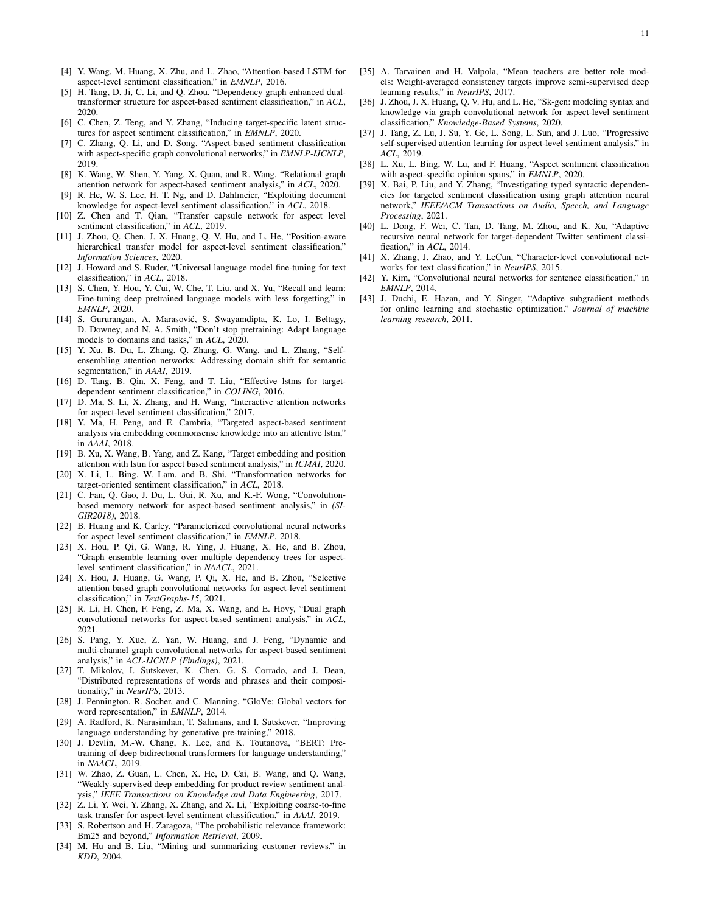[4] Y. Wang, M. Huang, X. Zhu, and L. Zhao, "Attention-based LSTM for aspect-level sentiment classification," in *EMNLP*, 2016.

[5] H. Tang, D. Ji, C. Li, and Q. Zhou, "Dependency graph enhanced dual-transformer structure for aspect-based sentiment classification," in *ACL*, 2020.

[6] C. Chen, Z. Teng, and Y. Zhang, "Inducing target-specific latent structures for aspect sentiment classification," in *EMNLP*, 2020.

[7] C. Zhang, Q. Li, and D. Song, "Aspect-based sentiment classification with aspect-specific graph convolutional networks," in *EMNLP-IJCNLP*, 2019.

[8] K. Wang, W. Shen, Y. Yang, X. Quan, and R. Wang, "Relational graph attention network for aspect-based sentiment analysis," in *ACL*, 2020.

[9] R. He, W. S. Lee, H. T. Ng, and D. Dahlmeier, "Exploiting document knowledge for aspect-level sentiment classification," in *ACL*, 2018.

[10] Z. Chen and T. Qian, "Transfer capsule network for aspect level sentiment classification," in *ACL*, 2019.

[11] J. Zhou, Q. Chen, J. X. Huang, Q. V. Hu, and L. He, "Position-aware hierarchical transfer model for aspect-level sentiment classification," *Information Sciences*, 2020.

[12] J. Howard and S. Ruder, "Universal language model fine-tuning for text classification," in *ACL*, 2018.

[13] S. Chen, Y. Hou, Y. Cui, W. Che, T. Liu, and X. Yu, "Recall and learn: Fine-tuning deep pretrained language models with less forgetting," in *EMNLP*, 2020.

[14] S. Gururangan, A. Marasović, S. Swayamdipta, K. Lo, I. Beltagy, D. Downey, and N. A. Smith, "Don't stop pretraining: Adapt language models to domains and tasks," in *ACL*, 2020.

[15] Y. Xu, B. Du, L. Zhang, Q. Zhang, G. Wang, and L. Zhang, "Self-ensembling attention networks: Addressing domain shift for semantic segmentation," in *AAAI*, 2019.

[16] D. Tang, B. Qin, X. Feng, and T. Liu, "Effective lstms for target-dependent sentiment classification," in *COLING*, 2016.

[17] D. Ma, S. Li, X. Zhang, and H. Wang, "Interactive attention networks for aspect-level sentiment classification," 2017.

[18] Y. Ma, H. Peng, and E. Cambria, "Targeted aspect-based sentiment analysis via embedding commonsense knowledge into an attentive lstm," in *AAAI*, 2018.

[19] B. Xu, X. Wang, B. Yang, and Z. Kang, "Target embedding and position attention with lstm for aspect based sentiment analysis," in *ICMAI*, 2020.

[20] X. Li, L. Bing, W. Lam, and B. Shi, "Transformation networks for target-oriented sentiment classification," in *ACL*, 2018.

[21] C. Fan, Q. Gao, J. Du, L. Gui, R. Xu, and K.-F. Wong, "Convolution-based memory network for aspect-based sentiment analysis," in *(SIGIR2018)*, 2018.

[22] B. Huang and K. Carley, "Parameterized convolutional neural networks for aspect level sentiment classification," in *EMNLP*, 2018.

[23] X. Hou, P. Qi, G. Wang, R. Ying, J. Huang, X. He, and B. Zhou, "Graph ensemble learning over multiple dependency trees for aspect-level sentiment classification," in *NAACL*, 2021.

[24] X. Hou, J. Huang, G. Wang, P. Qi, X. He, and B. Zhou, "Selective attention based graph convolutional networks for aspect-level sentiment classification," in *TextGraphs-15*, 2021.

[25] R. Li, H. Chen, F. Feng, Z. Ma, X. Wang, and E. Hovy, "Dual graph convolutional networks for aspect-based sentiment analysis," in *ACL*, 2021.

[26] S. Pang, Y. Xue, Z. Yan, W. Huang, and J. Feng, "Dynamic and multi-channel graph convolutional networks for aspect-based sentiment analysis," in *ACL-IJCNLP (Findings)*, 2021.

[27] T. Mikolov, I. Sutskever, K. Chen, G. S. Corrado, and J. Dean, "Distributed representations of words and phrases and their compositionality," in *NeurIPS*, 2013.

[28] J. Pennington, R. Socher, and C. Manning, "GloVe: Global vectors for word representation," in *EMNLP*, 2014.

[29] A. Radford, K. Narasimhan, T. Salimans, and I. Sutskever, "Improving language understanding by generative pre-training," 2018.

[30] J. Devlin, M.-W. Chang, K. Lee, and K. Toutanova, "BERT: Pre-training of deep bidirectional transformers for language understanding," in *NAACL*, 2019.

[31] W. Zhao, Z. Guan, L. Chen, X. He, D. Cai, B. Wang, and Q. Wang, "Weakly-supervised deep embedding for product review sentiment analysis," *IEEE Transactions on Knowledge and Data Engineering*, 2017.

[32] Z. Li, Y. Wei, Y. Zhang, X. Zhang, and X. Li, "Exploiting coarse-to-fine task transfer for aspect-level sentiment classification," in *AAAI*, 2019.

[33] S. Robertson and H. Zaragoza, "The probabilistic relevance framework: Bm25 and beyond," *Information Retrieval*, 2009.

[34] M. Hu and B. Liu, "Mining and summarizing customer reviews," in *KDD*, 2004.

[35] A. Tarvainen and H. Valpola, "Mean teachers are better role models: Weight-averaged consistency targets improve semi-supervised deep learning results," in *NeurIPS*, 2017.

[36] J. Zhou, J. X. Huang, Q. V. Hu, and L. He, "Sk-gcn: modeling syntax and knowledge via graph convolutional network for aspect-level sentiment classification," *Knowledge-Based Systems*, 2020.

[37] J. Tang, Z. Lu, J. Su, Y. Ge, L. Song, L. Sun, and J. Luo, "Progressive self-supervised attention learning for aspect-level sentiment analysis," in *ACL*, 2019.

[38] L. Xu, L. Bing, W. Lu, and F. Huang, "Aspect sentiment classification with aspect-specific opinion spans," in *EMNLP*, 2020.

[39] X. Bai, P. Liu, and Y. Zhang, "Investigating typed syntactic dependencies for targeted sentiment classification using graph attention neural network," *IEEE/ACM Transactions on Audio, Speech, and Language Processing*, 2021.

[40] L. Dong, F. Wei, C. Tan, D. Tang, M. Zhou, and K. Xu, "Adaptive recursive neural network for target-dependent Twitter sentiment classification," in *ACL*, 2014.

[41] X. Zhang, J. Zhao, and Y. LeCun, "Character-level convolutional networks for text classification," in *NeurIPS*, 2015.

[42] Y. Kim, "Convolutional neural networks for sentence classification," in *EMNLP*, 2014.

[43] J. Duchi, E. Hazan, and Y. Singer, "Adaptive subgradient methods for online learning and stochastic optimization." *Journal of machine learning research*, 2011.